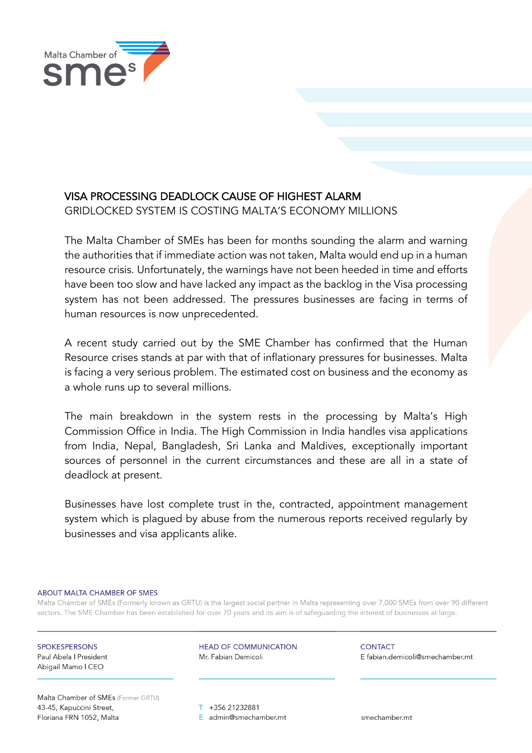Malta Chamber of SMEs

# VISA PROCESSING DEADLOCK CAUSE OF HIGHEST ALARM

## GRIDLOCKED SYSTEM IS COSTING MALTA'S ECONOMY MILLIONS

The Malta Chamber of SMEs has been for months sounding the alarm and warning the authorities that if immediate action was not taken, Malta would end up in a human resource crisis. Unfortunately, the warnings have not been heeded in time and efforts have been too slow and have lacked any impact as the backlog in the Visa processing system has not been addressed. The pressures businesses are facing in terms of human resources is now unprecedented.

A recent study carried out by the SME Chamber has confirmed that the Human Resource crises stands at par with that of inflationary pressures for businesses. Malta is facing a very serious problem. The estimated cost on business and the economy as a whole runs up to several millions.

The main breakdown in the system rests in the processing by Malta's High Commission Office in India. The High Commission in India handles visa applications from India, Nepal, Bangladesh, Sri Lanka and Maldives, exceptionally important sources of personnel in the current circumstances and these are all in a state of deadlock at present.

Businesses have lost complete trust in the, contracted, appointment management system which is plagued by abuse from the numerous reports received regularly by businesses and visa applicants alike.

**ABOUT MALTA CHAMBER OF SMES**

Malta Chamber of SMEs (Formerly known as GRTU) is the largest social partner in Malta representing over 7,000 SMEs from over 90 different sectors. The SME Chamber has been established for over 70 years and its aim is of safeguarding the interest of businesses at large.

**SPOKESPERSONS**
Paul Abela I President
Abigail Mamo I CEO

**HEAD OF COMMUNICATION**
Mr. Fabian Demicoli

**CONTACT**
E fabian.demicoli@smechamber.mt

Malta Chamber of SMEs (Former GRTU)
43-45, Kapuċċini Street,
Floriana FRN 1052, Malta

T +356 21232881
E admin@smechamber.mt

smechamber.mt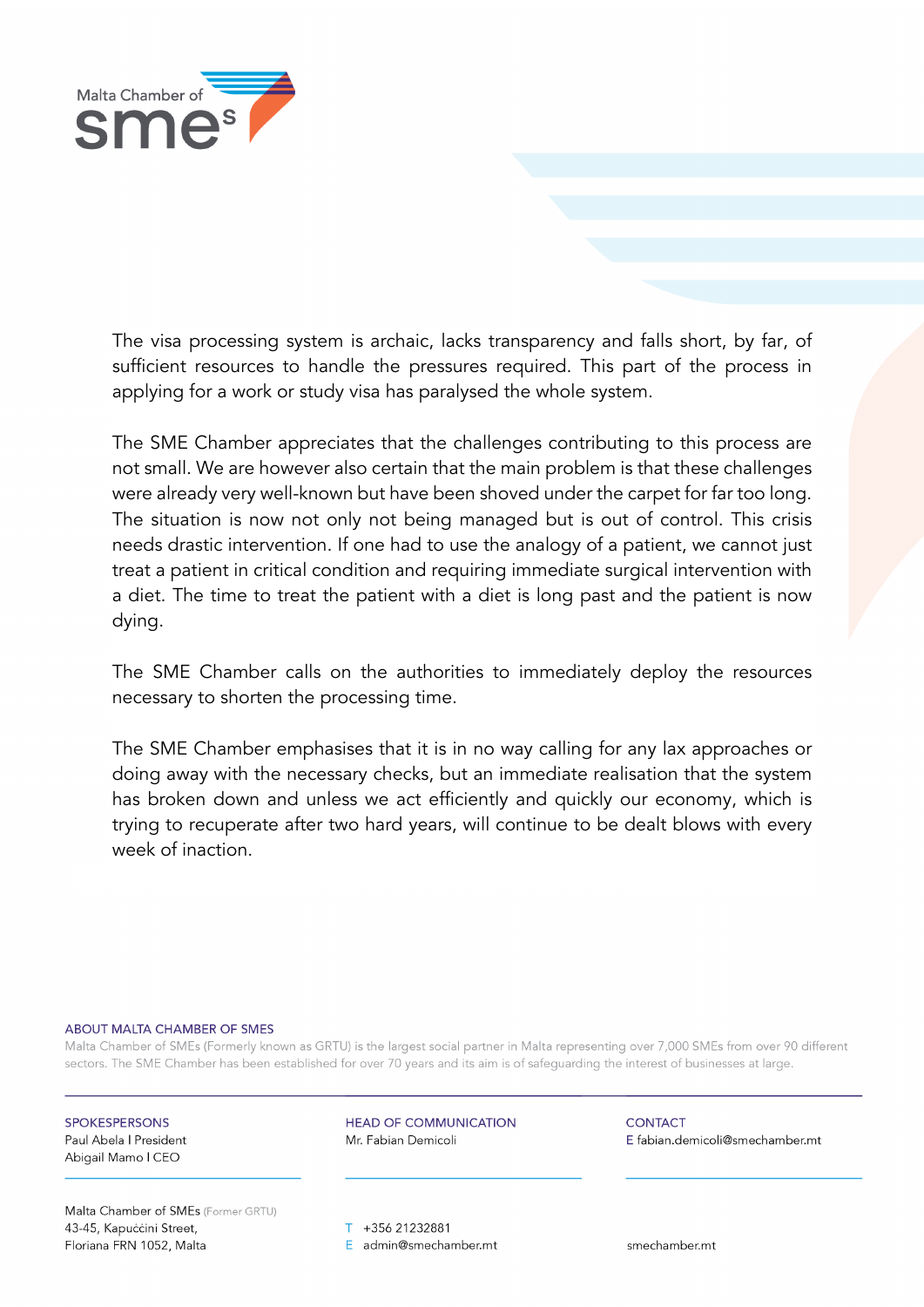The visa processing system is archaic, lacks transparency and falls short, by far, of sufficient resources to handle the pressures required. This part of the process in applying for a work or study visa has paralysed the whole system.

The SME Chamber appreciates that the challenges contributing to this process are not small. We are however also certain that the main problem is that these challenges were already very well-known but have been shoved under the carpet for far too long. The situation is now not only not being managed but is out of control. This crisis needs drastic intervention. If one had to use the analogy of a patient, we cannot just treat a patient in critical condition and requiring immediate surgical intervention with a diet. The time to treat the patient with a diet is long past and the patient is now dying.

The SME Chamber calls on the authorities to immediately deploy the resources necessary to shorten the processing time.

The SME Chamber emphasises that it is in no way calling for any lax approaches or doing away with the necessary checks, but an immediate realisation that the system has broken down and unless we act efficiently and quickly our economy, which is trying to recuperate after two hard years, will continue to be dealt blows with every week of inaction.

**ABOUT MALTA CHAMBER OF SMES**

Malta Chamber of SMEs (Formerly known as GRTU) is the largest social partner in Malta representing over 7,000 SMEs from over 90 different sectors. The SME Chamber has been established for over 70 years and its aim is of safeguarding the interest of businesses at large.

**SPOKESPERSONS**
Paul Abela I President
Abigail Mamo I CEO

**HEAD OF COMMUNICATION**
Mr. Fabian Demicoli

**CONTACT**
E fabian.demicoli@smechamber.mt

Malta Chamber of SMEs (Former GRTU)
43-45, Kapuċċini Street,
Floriana FRN 1052, Malta

T +356 21232881
E admin@smechamber.mt

smechamber.mt